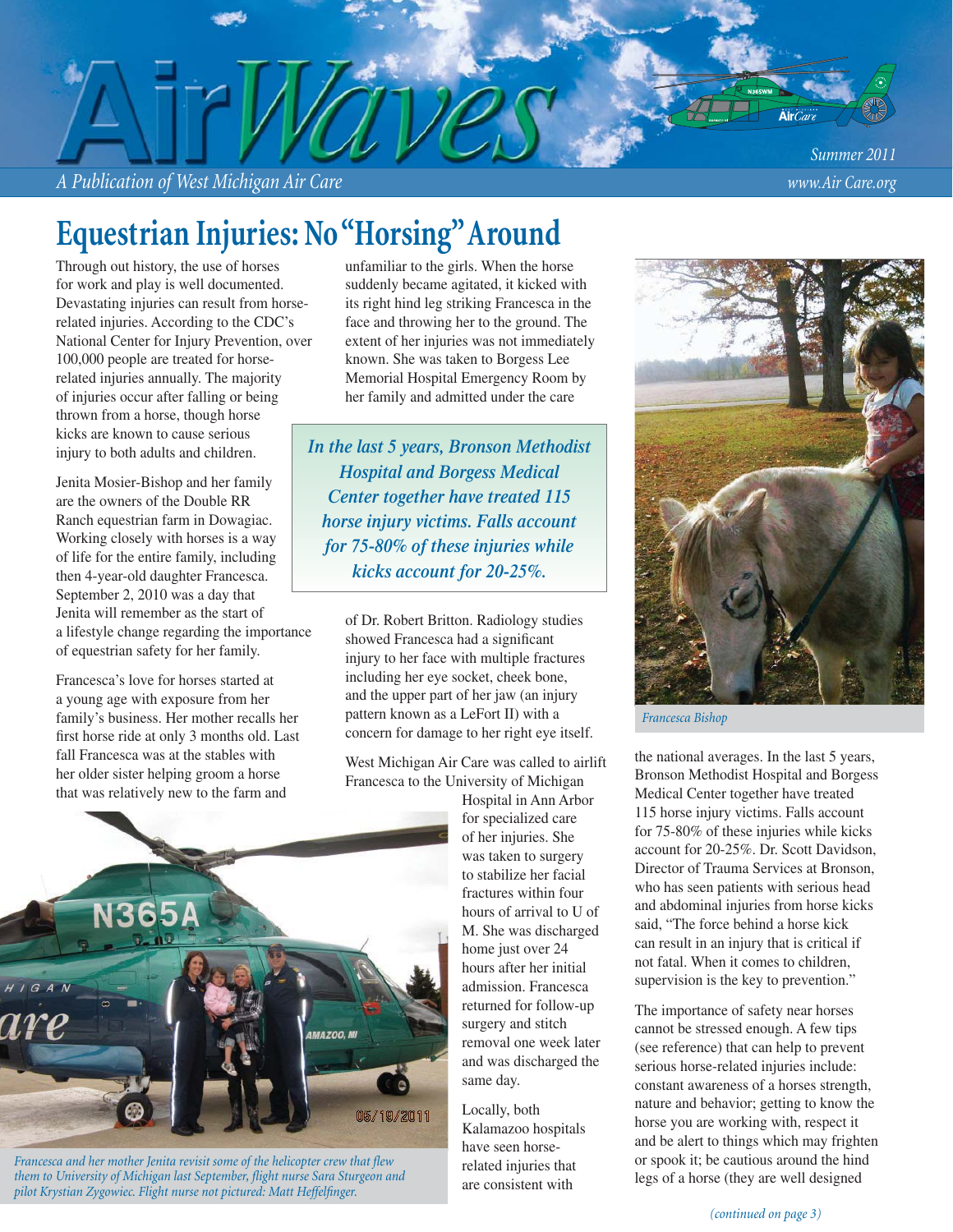# AirWaves

*A Publication of West Michigan Air Care*

Summer 2011

www.Air Care.org

## Equestrian Injuries: No "Horsing" Around

Through out history, the use of horses for work and play is well documented. Devastating injuries can result from horse-related injuries. According to the CDC's National Center for Injury Prevention, over 100,000 people are treated for horse-related injuries annually. The majority of injuries occur after falling or being thrown from a horse, though horse kicks are known to cause serious injury to both adults and children.

Jenita Mosier-Bishop and her family are the owners of the Double RR Ranch equestrian farm in Dowagiac. Working closely with horses is a way of life for the entire family, including then 4-year-old daughter Francesca. September 2, 2010 was a day that Jenita will remember as the start of a lifestyle change regarding the importance of equestrian safety for her family.

Francesca's love for horses started at a young age with exposure from her family's business. Her mother recalls her first horse ride at only 3 months old. Last fall Francesca was at the stables with her older sister helping groom a horse that was relatively new to the farm and unfamiliar to the girls. When the horse suddenly became agitated, it kicked with its right hind leg striking Francesca in the face and throwing her to the ground. The extent of her injuries was not immediately known. She was taken to Borgess Lee Memorial Hospital Emergency Room by her family and admitted under the care of Dr. Robert Britton. Radiology studies showed Francesca had a significant injury to her face with multiple fractures including her eye socket, cheek bone, and the upper part of her jaw (an injury pattern known as a LeFort II) with a concern for damage to her right eye itself.

> *In the last 5 years, Bronson Methodist Hospital and Borgess Medical Center together have treated 115 horse injury victims. Falls account for 75-80% of these injuries while kicks account for 20-25%.*

West Michigan Air Care was called to airlift Francesca to the University of Michigan Hospital in Ann Arbor for specialized care of her injuries. She was taken to surgery to stabilize her facial fractures within four hours of arrival to U of M. She was discharged home just over 24 hours after her initial admission. Francesca returned for follow-up surgery and stitch removal one week later and was discharged the same day.

*Francesca and her mother Jenita revisit some of the helicopter crew that flew them to University of Michigan last September, flight nurse Sara Sturgeon and pilot Krystian Zygowiec. Flight nurse not pictured: Matt Heffelfinger.*

Locally, both Kalamazoo hospitals have seen horse-related injuries that are consistent with the national averages. In the last 5 years, Bronson Methodist Hospital and Borgess Medical Center together have treated 115 horse injury victims. Falls account for 75-80% of these injuries while kicks account for 20-25%. Dr. Scott Davidson, Director of Trauma Services at Bronson, who has seen patients with serious head and abdominal injuries from horse kicks said, "The force behind a horse kick can result in an injury that is critical if not fatal. When it comes to children, supervision is the key to prevention."

*Francesca Bishop*

The importance of safety near horses cannot be stressed enough. A few tips (see reference) that can help to prevent serious horse-related injuries include: constant awareness of a horses strength, nature and behavior; getting to know the horse you are working with, respect it and be alert to things which may frighten or spook it; be cautious around the hind legs of a horse (they are well designed

*(continued on page 3)*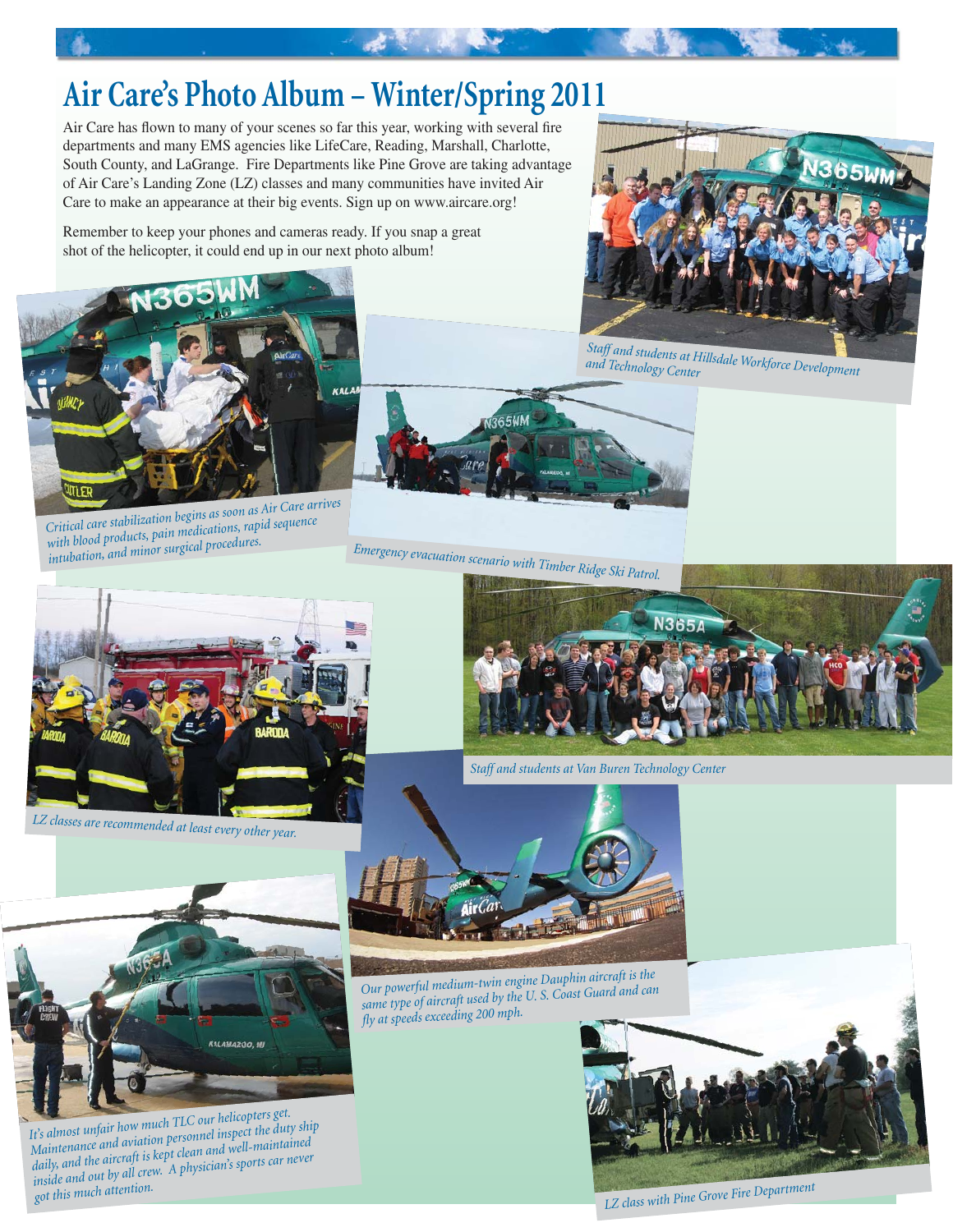# Air Care's Photo Album – Winter/Spring 2011

Air Care has flown to many of your scenes so far this year, working with several fire departments and many EMS agencies like LifeCare, Reading, Marshall, Charlotte, South County, and LaGrange. Fire Departments like Pine Grove are taking advantage of Air Care's Landing Zone (LZ) classes and many communities have invited Air Care to make an appearance at their big events. Sign up on www.aircare.org!

Remember to keep your phones and cameras ready. If you snap a great shot of the helicopter, it could end up in our next photo album!

*Staff and students at Hillsdale Workforce Development and Technology Center*

*Critical care stabilization begins as soon as Air Care arrives with blood products, pain medications, rapid sequence intubation, and minor surgical procedures.*

*Emergency evacuation scenario with Timber Ridge Ski Patrol.*

*Staff and students at Van Buren Technology Center*

*LZ classes are recommended at least every other year.*

*Our powerful medium-twin engine Dauphin aircraft is the same type of aircraft used by the U. S. Coast Guard and can fly at speeds exceeding 200 mph.*

*It's almost unfair how much TLC our helicopters get. Maintenance and aviation personnel inspect the duty ship daily, and the aircraft is kept clean and well-maintained inside and out by all crew. A physician's sports car never got this much attention.*

*LZ class with Pine Grove Fire Department*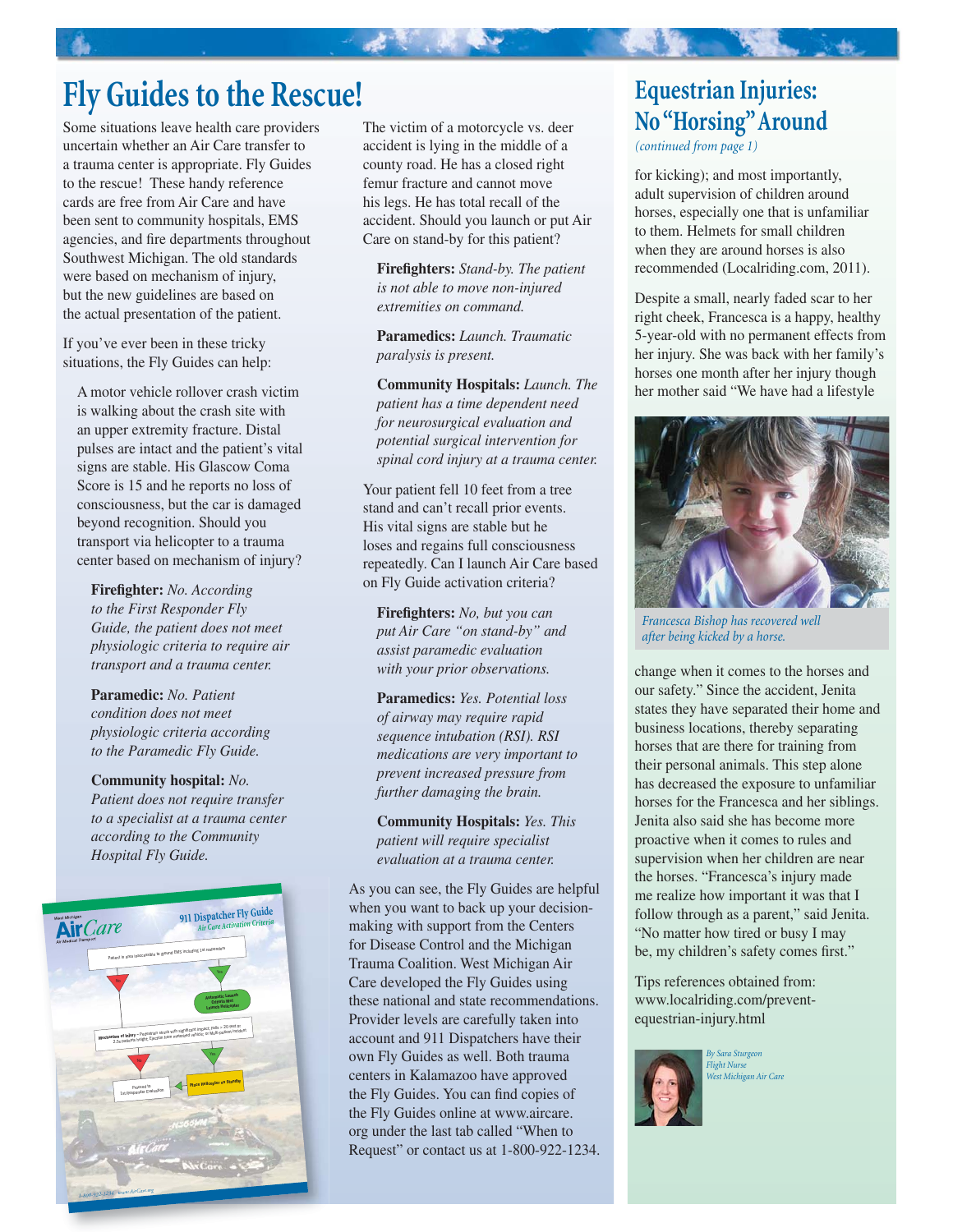# Fly Guides to the Rescue!

Some situations leave health care providers uncertain whether an Air Care transfer to a trauma center is appropriate. Fly Guides to the rescue! These handy reference cards are free from Air Care and have been sent to community hospitals, EMS agencies, and fire departments throughout Southwest Michigan. The old standards were based on mechanism of injury, but the new guidelines are based on the actual presentation of the patient.

If you've ever been in these tricky situations, the Fly Guides can help:

A motor vehicle rollover crash victim is walking about the crash site with an upper extremity fracture. Distal pulses are intact and the patient's vital signs are stable. His Glasgow Coma Score is 15 and he reports no loss of consciousness, but the car is damaged beyond recognition. Should you transport via helicopter to a trauma center based on mechanism of injury?

**Firefighter:** *No. According to the First Responder Fly Guide, the patient does not meet physiologic criteria to require air transport and a trauma center.*

**Paramedic:** *No. Patient condition does not meet physiologic criteria according to the Paramedic Fly Guide.*

**Community hospital:** *No. Patient does not require transfer to a specialist at a trauma center according to the Community Hospital Fly Guide.*

The victim of a motorcycle vs. deer accident is lying in the middle of a county road. He has a closed right femur fracture and cannot move his legs. He has total recall of the accident. Should you launch or put Air Care on stand-by for this patient?

**Firefighters:** *Stand-by. The patient is not able to move non-injured extremities on command.*

**Paramedics:** *Launch. Traumatic paralysis is present.*

**Community Hospitals:** *Launch. The patient has a time dependent need for neurosurgical evaluation and potential surgical intervention for spinal cord injury at a trauma center.*

Your patient fell 10 feet from a tree stand and can't recall prior events. His vital signs are stable but he loses and regains full consciousness repeatedly. Can I launch Air Care based on Fly Guide activation criteria?

**Firefighters:** *No, but you can put Air Care "on stand-by" and assist paramedic evaluation with your prior observations.*

**Paramedics:** *Yes. Potential loss of airway may require rapid sequence intubation (RSI). RSI medications are very important to prevent increased pressure from further damaging the brain.*

**Community Hospitals:** *Yes. This patient will require specialist evaluation at a trauma center.*

As you can see, the Fly Guides are helpful when you want to back up your decision-making with support from the Centers for Disease Control and the Michigan Trauma Coalition. West Michigan Air Care developed the Fly Guides using these national and state recommendations. Provider levels are carefully taken into account and 911 Dispatchers have their own Fly Guides as well. Both trauma centers in Kalamazoo have approved the Fly Guides. You can find copies of the Fly Guides online at www.aircare.org under the last tab called "When to Request" or contact us at 1-800-922-1234.

# Equestrian Injuries: No "Horsing" Around

*(continued from page 1)*

for kicking); and most importantly, adult supervision of children around horses, especially one that is unfamiliar to them. Helmets for small children when they are around horses is also recommended (Localriding.com, 2011).

Despite a small, nearly faded scar to her right cheek, Francesca is a happy, healthy 5-year-old with no permanent effects from her injury. She was back with her family's horses one month after her injury though her mother said "We have had a lifestyle change when it comes to the horses and our safety." Since the accident, Jenita states they have separated their home and business locations, thereby separating horses that are there for training from their personal animals. This step alone has decreased the exposure to unfamiliar horses for the Francesca and her siblings. Jenita also said she has become more proactive when it comes to rules and supervision when her children are near the horses. "Francesca's injury made me realize how important it was that I follow through as a parent," said Jenita. "No matter how tired or busy I may be, my children's safety comes first."

*Francesca Bishop has recovered well after being kicked by a horse.*

Tips references obtained from: www.localriding.com/prevent-equestrian-injury.html

*By Sara Sturgeon*
*Flight Nurse*
*West Michigan Air Care*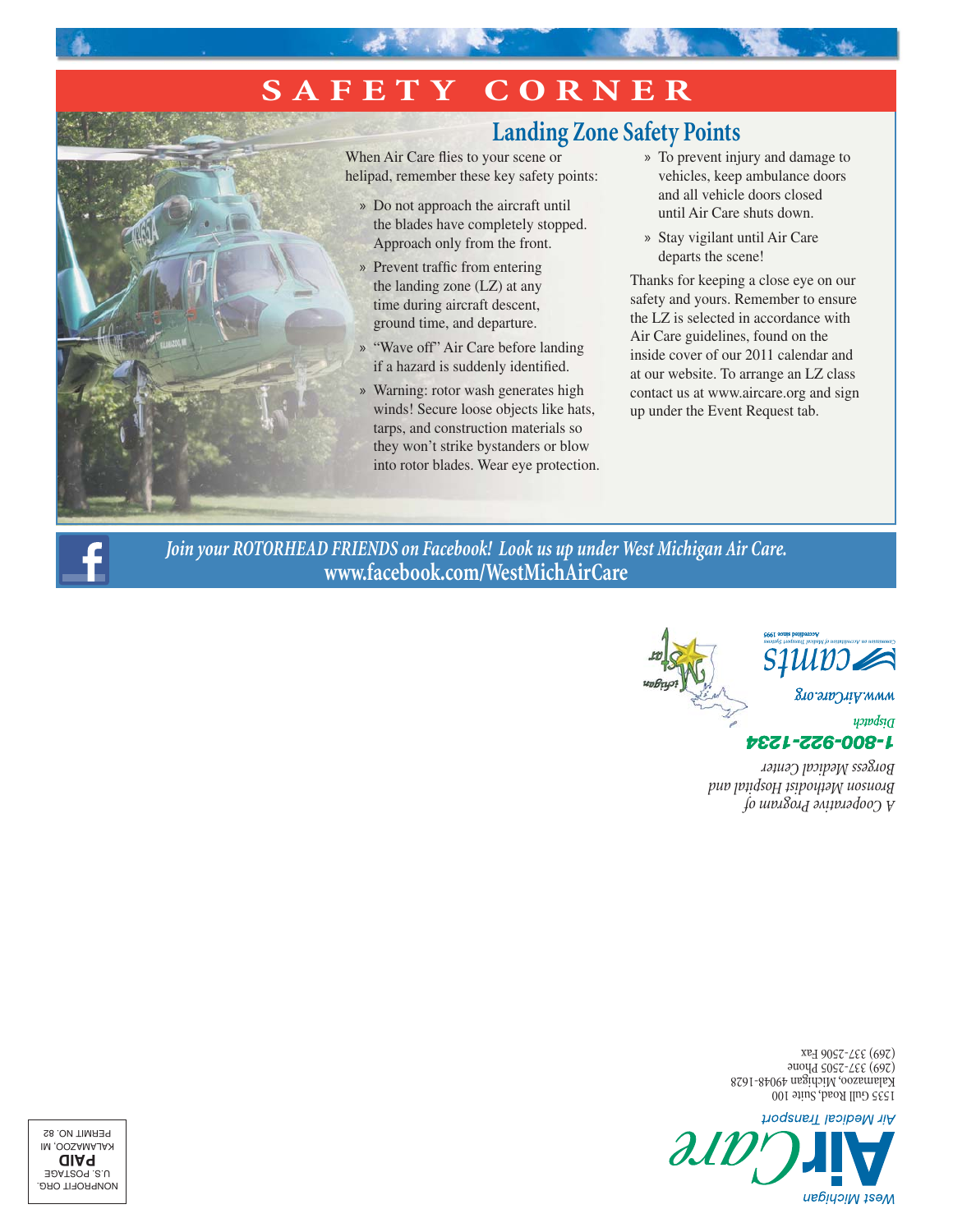# SAFETY CORNER

## Landing Zone Safety Points

When Air Care flies to your scene or helipad, remember these key safety points:

- Do not approach the aircraft until the blades have completely stopped. Approach only from the front.
- Prevent traffic from entering the landing zone (LZ) at any time during aircraft descent, ground time, and departure.
- "Wave off" Air Care before landing if a hazard is suddenly identified.
- Warning: rotor wash generates high winds! Secure loose objects like hats, tarps, and construction materials so they won't strike bystanders or blow into rotor blades. Wear eye protection.
- To prevent injury and damage to vehicles, keep ambulance doors and all vehicle doors closed until Air Care shuts down.
- Stay vigilant until Air Care departs the scene!

Thanks for keeping a close eye on our safety and yours. Remember to ensure the LZ is selected in accordance with Air Care guidelines, found on the inside cover of our 2011 calendar and at our website. To arrange an LZ class contact us at www.aircare.org and sign up under the Event Request tab.

***Join your ROTORHEAD FRIENDS on Facebook! Look us up under West Michigan Air Care.***
**www.facebook.com/WestMichAirCare**

*A Cooperative Program of Bronson Methodist Hospital and Borgess Medical Center*

**1-800-922-1234**
*Dispatch*

*www.AirCare.org*

camts
Commission on Accreditation of Medical Transport Systems
Accredited since 1995

West Michigan
**Air***Care*
*Air Medical Transport*

1535 Gull Road, Suite 100
Kalamazoo, Michigan 49048-1628
(269) 337-2505 Phone
(269) 337-2506 Fax

NONPROFIT ORG.
U.S. POSTAGE
**PAID**
KALAMAZOO, MI
PERMIT NO. 82